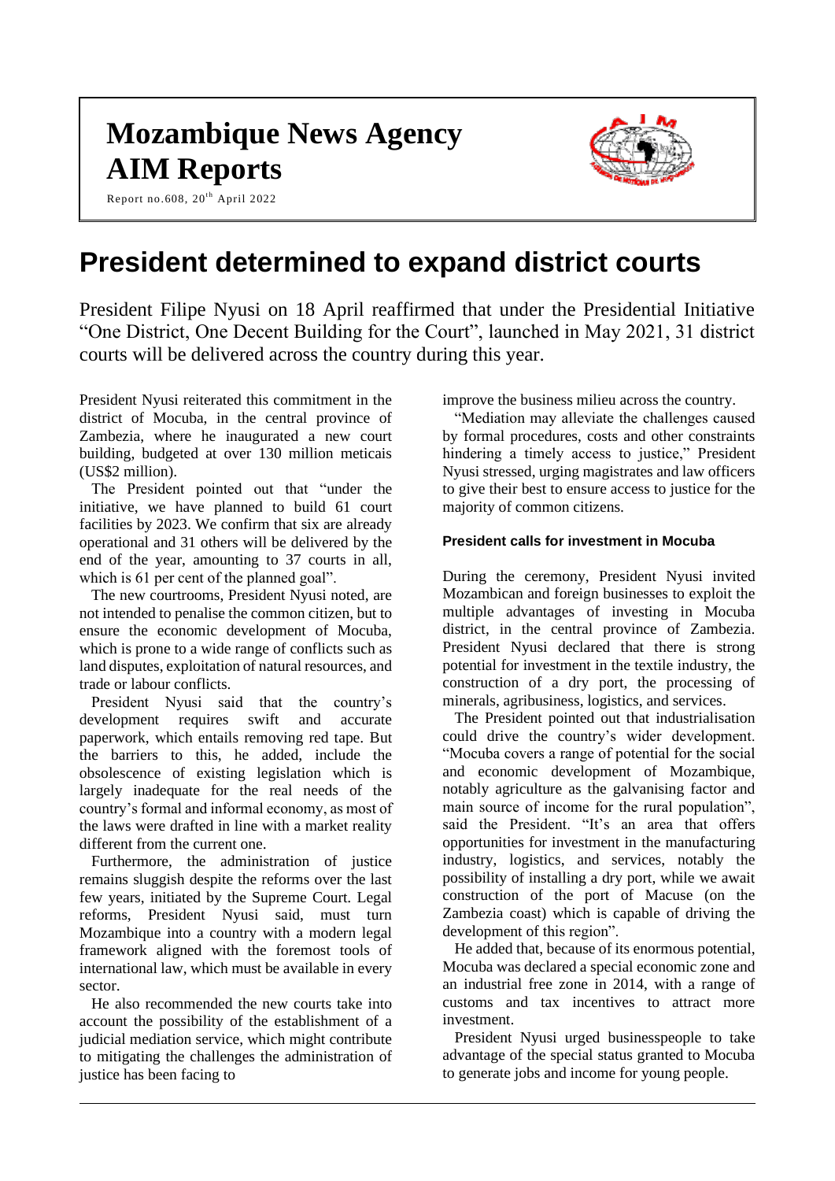# Mozambique News Agency
# AIM Reports

Report no.608, 20th April 2022

# President determined to expand district courts

President Filipe Nyusi on 18 April reaffirmed that under the Presidential Initiative "One District, One Decent Building for the Court", launched in May 2021, 31 district courts will be delivered across the country during this year.

President Nyusi reiterated this commitment in the district of Mocuba, in the central province of Zambezia, where he inaugurated a new court building, budgeted at over 130 million meticais (US$2 million).

The President pointed out that "under the initiative, we have planned to build 61 court facilities by 2023. We confirm that six are already operational and 31 others will be delivered by the end of the year, amounting to 37 courts in all, which is 61 per cent of the planned goal".

The new courtrooms, President Nyusi noted, are not intended to penalise the common citizen, but to ensure the economic development of Mocuba, which is prone to a wide range of conflicts such as land disputes, exploitation of natural resources, and trade or labour conflicts.

President Nyusi said that the country's development requires swift and accurate paperwork, which entails removing red tape. But the barriers to this, he added, include the obsolescence of existing legislation which is largely inadequate for the real needs of the country's formal and informal economy, as most of the laws were drafted in line with a market reality different from the current one.

Furthermore, the administration of justice remains sluggish despite the reforms over the last few years, initiated by the Supreme Court. Legal reforms, President Nyusi said, must turn Mozambique into a country with a modern legal framework aligned with the foremost tools of international law, which must be available in every sector.

He also recommended the new courts take into account the possibility of the establishment of a judicial mediation service, which might contribute to mitigating the challenges the administration of justice has been facing to improve the business milieu across the country.

"Mediation may alleviate the challenges caused by formal procedures, costs and other constraints hindering a timely access to justice," President Nyusi stressed, urging magistrates and law officers to give their best to ensure access to justice for the majority of common citizens.

### President calls for investment in Mocuba

During the ceremony, President Nyusi invited Mozambican and foreign businesses to exploit the multiple advantages of investing in Mocuba district, in the central province of Zambezia. President Nyusi declared that there is strong potential for investment in the textile industry, the construction of a dry port, the processing of minerals, agribusiness, logistics, and services.

The President pointed out that industrialisation could drive the country's wider development. "Mocuba covers a range of potential for the social and economic development of Mozambique, notably agriculture as the galvanising factor and main source of income for the rural population", said the President. "It's an area that offers opportunities for investment in the manufacturing industry, logistics, and services, notably the possibility of installing a dry port, while we await construction of the port of Macuse (on the Zambezia coast) which is capable of driving the development of this region".

He added that, because of its enormous potential, Mocuba was declared a special economic zone and an industrial free zone in 2014, with a range of customs and tax incentives to attract more investment.

President Nyusi urged businesspeople to take advantage of the special status granted to Mocuba to generate jobs and income for young people.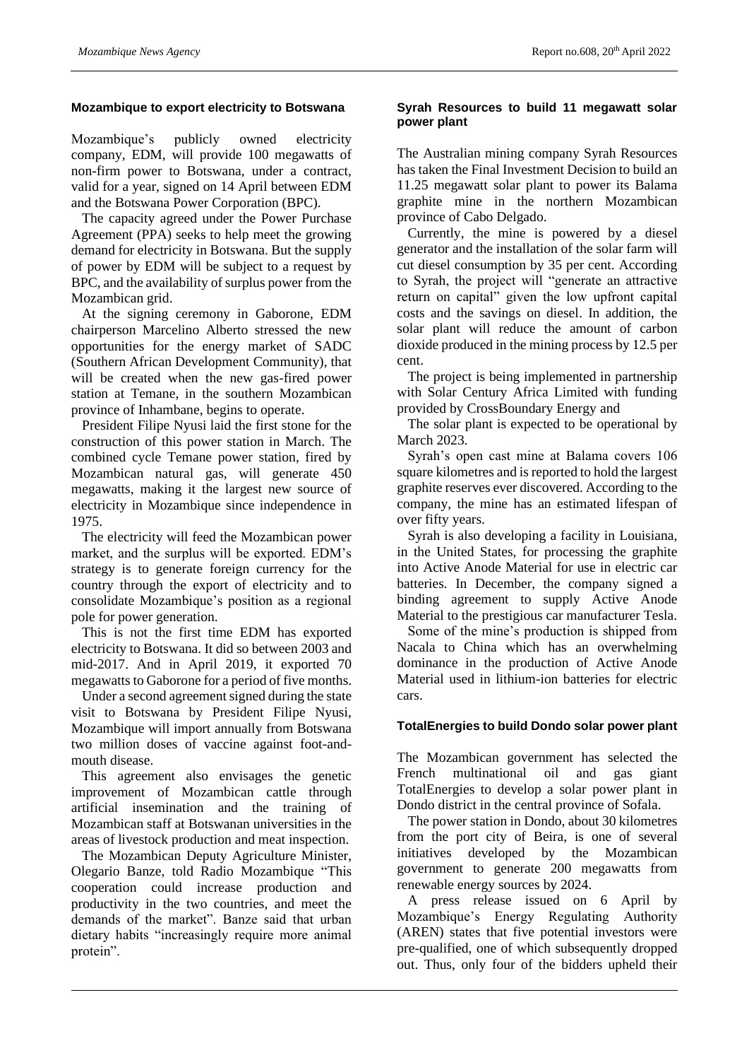### Mozambique to export electricity to Botswana

Mozambique's publicly owned electricity company, EDM, will provide 100 megawatts of non-firm power to Botswana, under a contract, valid for a year, signed on 14 April between EDM and the Botswana Power Corporation (BPC).

The capacity agreed under the Power Purchase Agreement (PPA) seeks to help meet the growing demand for electricity in Botswana. But the supply of power by EDM will be subject to a request by BPC, and the availability of surplus power from the Mozambican grid.

At the signing ceremony in Gaborone, EDM chairperson Marcelino Alberto stressed the new opportunities for the energy market of SADC (Southern African Development Community), that will be created when the new gas-fired power station at Temane, in the southern Mozambican province of Inhambane, begins to operate.

President Filipe Nyusi laid the first stone for the construction of this power station in March. The combined cycle Temane power station, fired by Mozambican natural gas, will generate 450 megawatts, making it the largest new source of electricity in Mozambique since independence in 1975.

The electricity will feed the Mozambican power market, and the surplus will be exported. EDM's strategy is to generate foreign currency for the country through the export of electricity and to consolidate Mozambique's position as a regional pole for power generation.

This is not the first time EDM has exported electricity to Botswana. It did so between 2003 and mid-2017. And in April 2019, it exported 70 megawatts to Gaborone for a period of five months.

Under a second agreement signed during the state visit to Botswana by President Filipe Nyusi, Mozambique will import annually from Botswana two million doses of vaccine against foot-and-mouth disease.

This agreement also envisages the genetic improvement of Mozambican cattle through artificial insemination and the training of Mozambican staff at Botswanan universities in the areas of livestock production and meat inspection.

The Mozambican Deputy Agriculture Minister, Olegario Banze, told Radio Mozambique "This cooperation could increase production and productivity in the two countries, and meet the demands of the market". Banze said that urban dietary habits "increasingly require more animal protein".

### Syrah Resources to build 11 megawatt solar power plant

The Australian mining company Syrah Resources has taken the Final Investment Decision to build an 11.25 megawatt solar plant to power its Balama graphite mine in the northern Mozambican province of Cabo Delgado.

Currently, the mine is powered by a diesel generator and the installation of the solar farm will cut diesel consumption by 35 per cent. According to Syrah, the project will "generate an attractive return on capital" given the low upfront capital costs and the savings on diesel. In addition, the solar plant will reduce the amount of carbon dioxide produced in the mining process by 12.5 per cent.

The project is being implemented in partnership with Solar Century Africa Limited with funding provided by CrossBoundary Energy and

The solar plant is expected to be operational by March 2023.

Syrah's open cast mine at Balama covers 106 square kilometres and is reported to hold the largest graphite reserves ever discovered. According to the company, the mine has an estimated lifespan of over fifty years.

Syrah is also developing a facility in Louisiana, in the United States, for processing the graphite into Active Anode Material for use in electric car batteries. In December, the company signed a binding agreement to supply Active Anode Material to the prestigious car manufacturer Tesla.

Some of the mine's production is shipped from Nacala to China which has an overwhelming dominance in the production of Active Anode Material used in lithium-ion batteries for electric cars.

### TotalEnergies to build Dondo solar power plant

The Mozambican government has selected the French multinational oil and gas giant TotalEnergies to develop a solar power plant in Dondo district in the central province of Sofala.

The power station in Dondo, about 30 kilometres from the port city of Beira, is one of several initiatives developed by the Mozambican government to generate 200 megawatts from renewable energy sources by 2024.

A press release issued on 6 April by Mozambique's Energy Regulating Authority (AREN) states that five potential investors were pre-qualified, one of which subsequently dropped out. Thus, only four of the bidders upheld their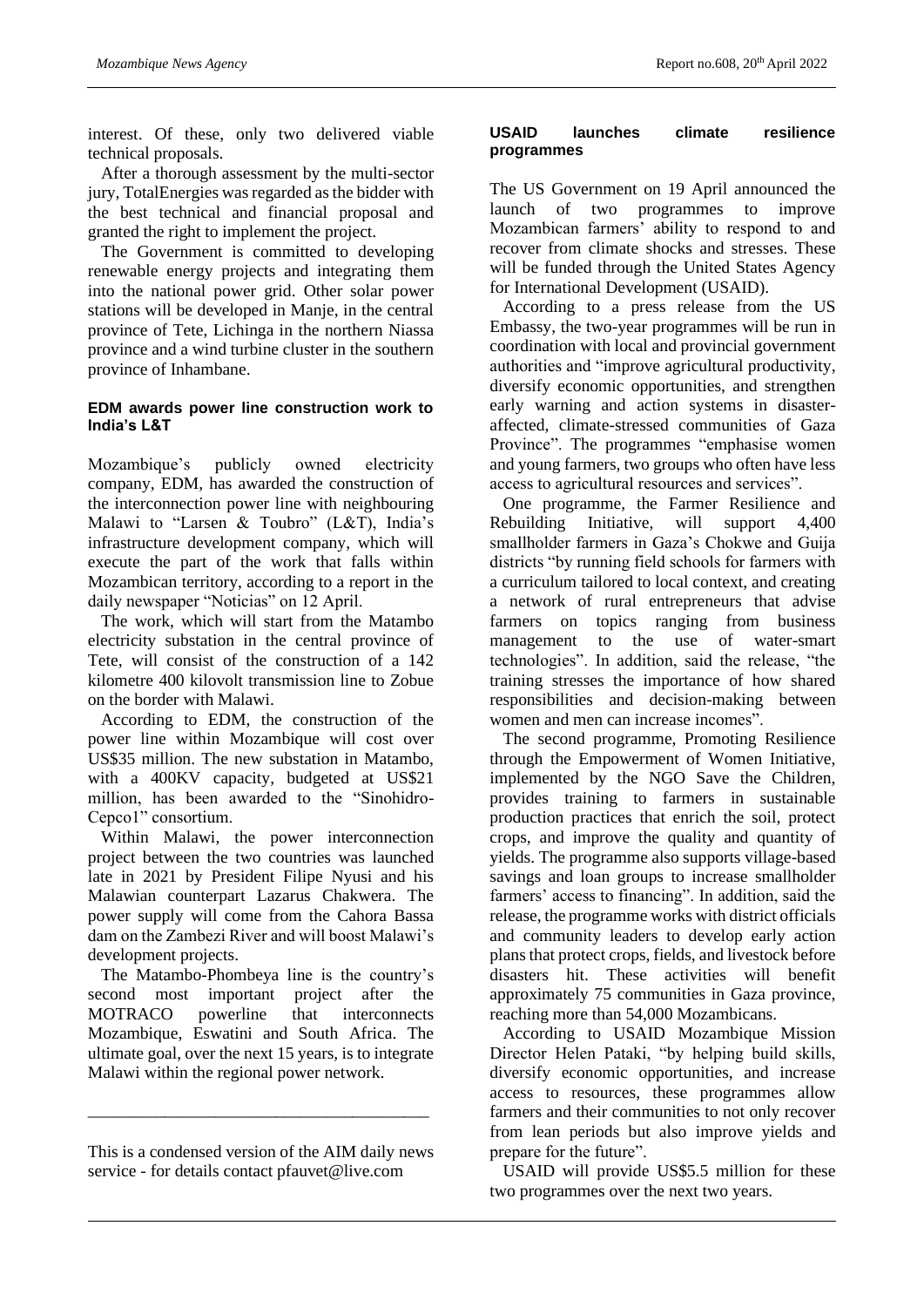interest. Of these, only two delivered viable technical proposals.

After a thorough assessment by the multi-sector jury, TotalEnergies was regarded as the bidder with the best technical and financial proposal and granted the right to implement the project.

The Government is committed to developing renewable energy projects and integrating them into the national power grid. Other solar power stations will be developed in Manje, in the central province of Tete, Lichinga in the northern Niassa province and a wind turbine cluster in the southern province of Inhambane.

### EDM awards power line construction work to India's L&T

Mozambique's publicly owned electricity company, EDM, has awarded the construction of the interconnection power line with neighbouring Malawi to "Larsen & Toubro" (L&T), India's infrastructure development company, which will execute the part of the work that falls within Mozambican territory, according to a report in the daily newspaper "Noticias" on 12 April.

The work, which will start from the Matambo electricity substation in the central province of Tete, will consist of the construction of a 142 kilometre 400 kilovolt transmission line to Zobue on the border with Malawi.

According to EDM, the construction of the power line within Mozambique will cost over US$35 million. The new substation in Matambo, with a 400KV capacity, budgeted at US$21 million, has been awarded to the "Sinohidro-Cepco1" consortium.

Within Malawi, the power interconnection project between the two countries was launched late in 2021 by President Filipe Nyusi and his Malawian counterpart Lazarus Chakwera. The power supply will come from the Cahora Bassa dam on the Zambezi River and will boost Malawi's development projects.

The Matambo-Phombeya line is the country's second most important project after the MOTRACO powerline that interconnects Mozambique, Eswatini and South Africa. The ultimate goal, over the next 15 years, is to integrate Malawi within the regional power network.

---

This is a condensed version of the AIM daily news service - for details contact pfauvet@live.com

### USAID launches climate resilience programmes

The US Government on 19 April announced the launch of two programmes to improve Mozambican farmers' ability to respond to and recover from climate shocks and stresses. These will be funded through the United States Agency for International Development (USAID).

According to a press release from the US Embassy, the two-year programmes will be run in coordination with local and provincial government authorities and "improve agricultural productivity, diversify economic opportunities, and strengthen early warning and action systems in disaster-affected, climate-stressed communities of Gaza Province". The programmes "emphasise women and young farmers, two groups who often have less access to agricultural resources and services".

One programme, the Farmer Resilience and Rebuilding Initiative, will support 4,400 smallholder farmers in Gaza's Chokwe and Guija districts "by running field schools for farmers with a curriculum tailored to local context, and creating a network of rural entrepreneurs that advise farmers on topics ranging from business management to the use of water-smart technologies". In addition, said the release, "the training stresses the importance of how shared responsibilities and decision-making between women and men can increase incomes".

The second programme, Promoting Resilience through the Empowerment of Women Initiative, implemented by the NGO Save the Children, provides training to farmers in sustainable production practices that enrich the soil, protect crops, and improve the quality and quantity of yields. The programme also supports village-based savings and loan groups to increase smallholder farmers' access to financing". In addition, said the release, the programme works with district officials and community leaders to develop early action plans that protect crops, fields, and livestock before disasters hit. These activities will benefit approximately 75 communities in Gaza province, reaching more than 54,000 Mozambicans.

According to USAID Mozambique Mission Director Helen Pataki, "by helping build skills, diversify economic opportunities, and increase access to resources, these programmes allow farmers and their communities to not only recover from lean periods but also improve yields and prepare for the future".

USAID will provide US$5.5 million for these two programmes over the next two years.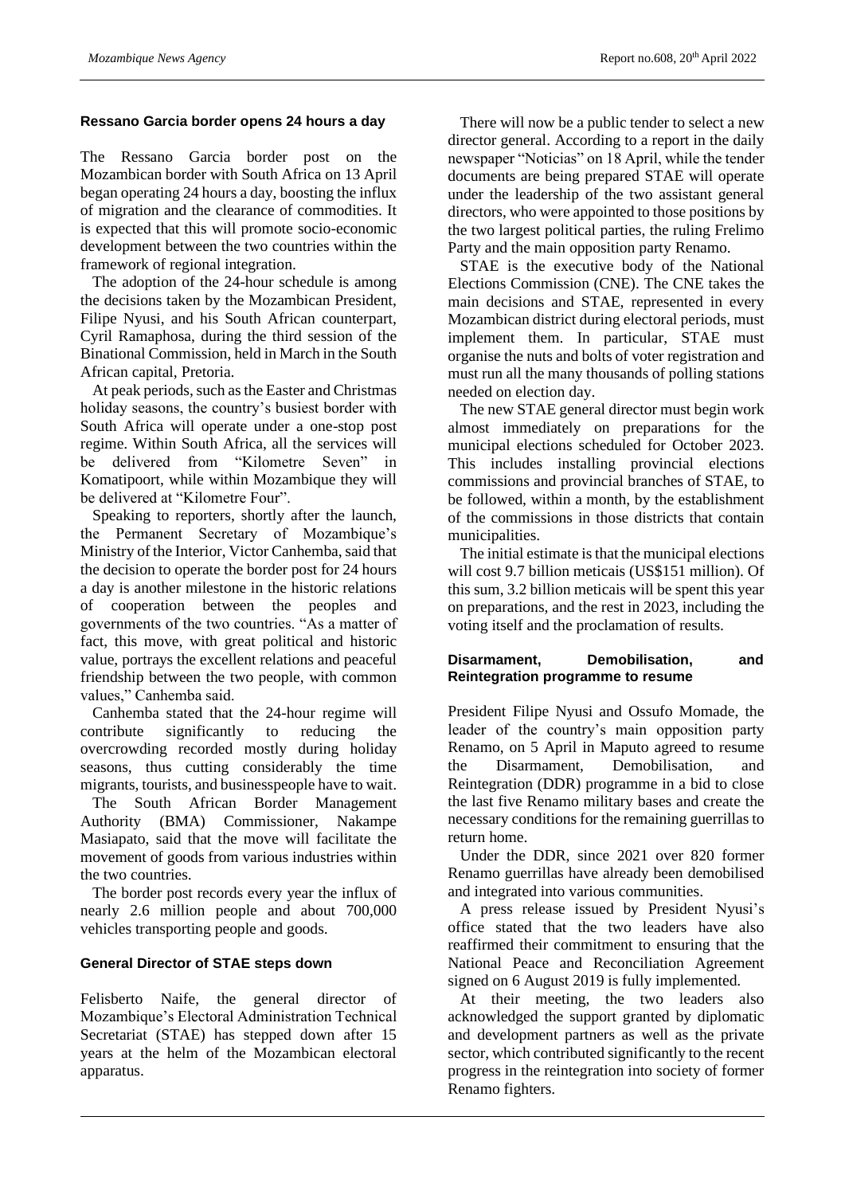## Ressano Garcia border opens 24 hours a day

The Ressano Garcia border post on the Mozambican border with South Africa on 13 April began operating 24 hours a day, boosting the influx of migration and the clearance of commodities. It is expected that this will promote socio-economic development between the two countries within the framework of regional integration.

The adoption of the 24-hour schedule is among the decisions taken by the Mozambican President, Filipe Nyusi, and his South African counterpart, Cyril Ramaphosa, during the third session of the Binational Commission, held in March in the South African capital, Pretoria.

At peak periods, such as the Easter and Christmas holiday seasons, the country's busiest border with South Africa will operate under a one-stop post regime. Within South Africa, all the services will be delivered from "Kilometre Seven" in Komatipoort, while within Mozambique they will be delivered at "Kilometre Four".

Speaking to reporters, shortly after the launch, the Permanent Secretary of Mozambique's Ministry of the Interior, Victor Canhemba, said that the decision to operate the border post for 24 hours a day is another milestone in the historic relations of cooperation between the peoples and governments of the two countries. "As a matter of fact, this move, with great political and historic value, portrays the excellent relations and peaceful friendship between the two people, with common values," Canhemba said.

Canhemba stated that the 24-hour regime will contribute significantly to reducing the overcrowding recorded mostly during holiday seasons, thus cutting considerably the time migrants, tourists, and businesspeople have to wait.

The South African Border Management Authority (BMA) Commissioner, Nakampe Masiapato, said that the move will facilitate the movement of goods from various industries within the two countries.

The border post records every year the influx of nearly 2.6 million people and about 700,000 vehicles transporting people and goods.

## General Director of STAE steps down

Felisberto Naife, the general director of Mozambique's Electoral Administration Technical Secretariat (STAE) has stepped down after 15 years at the helm of the Mozambican electoral apparatus.

There will now be a public tender to select a new director general. According to a report in the daily newspaper "Noticias" on 18 April, while the tender documents are being prepared STAE will operate under the leadership of the two assistant general directors, who were appointed to those positions by the two largest political parties, the ruling Frelimo Party and the main opposition party Renamo.

STAE is the executive body of the National Elections Commission (CNE). The CNE takes the main decisions and STAE, represented in every Mozambican district during electoral periods, must implement them. In particular, STAE must organise the nuts and bolts of voter registration and must run all the many thousands of polling stations needed on election day.

The new STAE general director must begin work almost immediately on preparations for the municipal elections scheduled for October 2023. This includes installing provincial elections commissions and provincial branches of STAE, to be followed, within a month, by the establishment of the commissions in those districts that contain municipalities.

The initial estimate is that the municipal elections will cost 9.7 billion meticais (US$151 million). Of this sum, 3.2 billion meticais will be spent this year on preparations, and the rest in 2023, including the voting itself and the proclamation of results.

## Disarmament, Demobilisation, and Reintegration programme to resume

President Filipe Nyusi and Ossufo Momade, the leader of the country's main opposition party Renamo, on 5 April in Maputo agreed to resume the Disarmament, Demobilisation, and Reintegration (DDR) programme in a bid to close the last five Renamo military bases and create the necessary conditions for the remaining guerrillas to return home.

Under the DDR, since 2021 over 820 former Renamo guerrillas have already been demobilised and integrated into various communities.

A press release issued by President Nyusi's office stated that the two leaders have also reaffirmed their commitment to ensuring that the National Peace and Reconciliation Agreement signed on 6 August 2019 is fully implemented.

At their meeting, the two leaders also acknowledged the support granted by diplomatic and development partners as well as the private sector, which contributed significantly to the recent progress in the reintegration into society of former Renamo fighters.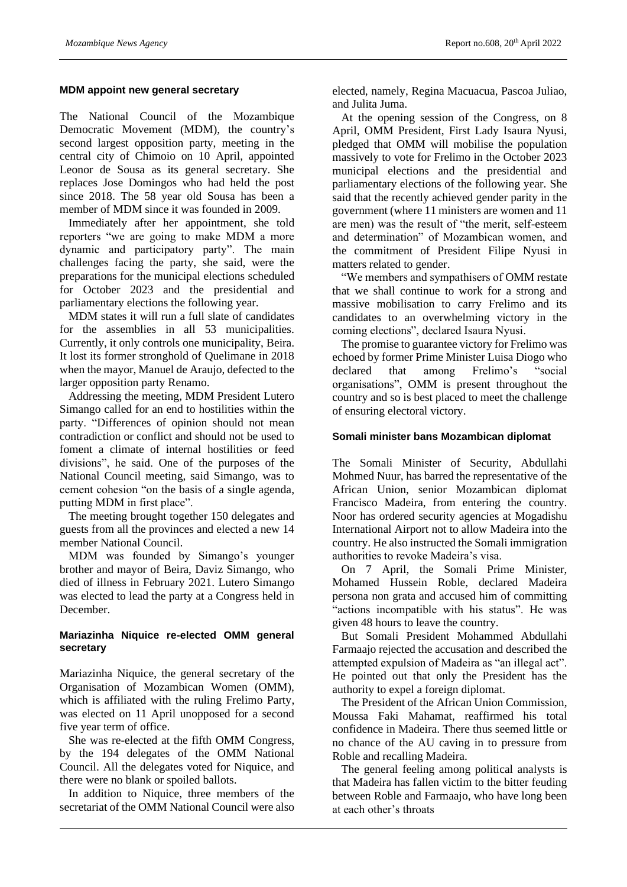### MDM appoint new general secretary

The National Council of the Mozambique Democratic Movement (MDM), the country's second largest opposition party, meeting in the central city of Chimoio on 10 April, appointed Leonor de Sousa as its general secretary. She replaces Jose Domingos who had held the post since 2018. The 58 year old Sousa has been a member of MDM since it was founded in 2009.

Immediately after her appointment, she told reporters "we are going to make MDM a more dynamic and participatory party". The main challenges facing the party, she said, were the preparations for the municipal elections scheduled for October 2023 and the presidential and parliamentary elections the following year.

MDM states it will run a full slate of candidates for the assemblies in all 53 municipalities. Currently, it only controls one municipality, Beira. It lost its former stronghold of Quelimane in 2018 when the mayor, Manuel de Araujo, defected to the larger opposition party Renamo.

Addressing the meeting, MDM President Lutero Simango called for an end to hostilities within the party. "Differences of opinion should not mean contradiction or conflict and should not be used to foment a climate of internal hostilities or feed divisions", he said. One of the purposes of the National Council meeting, said Simango, was to cement cohesion "on the basis of a single agenda, putting MDM in first place".

The meeting brought together 150 delegates and guests from all the provinces and elected a new 14 member National Council.

MDM was founded by Simango's younger brother and mayor of Beira, Daviz Simango, who died of illness in February 2021. Lutero Simango was elected to lead the party at a Congress held in December.

### Mariazinha Niquice re-elected OMM general secretary

Mariazinha Niquice, the general secretary of the Organisation of Mozambican Women (OMM), which is affiliated with the ruling Frelimo Party, was elected on 11 April unopposed for a second five year term of office.

She was re-elected at the fifth OMM Congress, by the 194 delegates of the OMM National Council. All the delegates voted for Niquice, and there were no blank or spoiled ballots.

In addition to Niquice, three members of the secretariat of the OMM National Council were also elected, namely, Regina Macuacua, Pascoa Juliao, and Julita Juma.

At the opening session of the Congress, on 8 April, OMM President, First Lady Isaura Nyusi, pledged that OMM will mobilise the population massively to vote for Frelimo in the October 2023 municipal elections and the presidential and parliamentary elections of the following year. She said that the recently achieved gender parity in the government (where 11 ministers are women and 11 are men) was the result of "the merit, self-esteem and determination" of Mozambican women, and the commitment of President Filipe Nyusi in matters related to gender.

"We members and sympathisers of OMM restate that we shall continue to work for a strong and massive mobilisation to carry Frelimo and its candidates to an overwhelming victory in the coming elections", declared Isaura Nyusi.

The promise to guarantee victory for Frelimo was echoed by former Prime Minister Luisa Diogo who declared that among Frelimo's "social organisations", OMM is present throughout the country and so is best placed to meet the challenge of ensuring electoral victory.

### Somali minister bans Mozambican diplomat

The Somali Minister of Security, Abdullahi Mohmed Nuur, has barred the representative of the African Union, senior Mozambican diplomat Francisco Madeira, from entering the country. Noor has ordered security agencies at Mogadishu International Airport not to allow Madeira into the country. He also instructed the Somali immigration authorities to revoke Madeira's visa.

On 7 April, the Somali Prime Minister, Mohamed Hussein Roble, declared Madeira persona non grata and accused him of committing "actions incompatible with his status". He was given 48 hours to leave the country.

But Somali President Mohammed Abdullahi Farmaajo rejected the accusation and described the attempted expulsion of Madeira as "an illegal act". He pointed out that only the President has the authority to expel a foreign diplomat.

The President of the African Union Commission, Moussa Faki Mahamat, reaffirmed his total confidence in Madeira. There thus seemed little or no chance of the AU caving in to pressure from Roble and recalling Madeira.

The general feeling among political analysts is that Madeira has fallen victim to the bitter feuding between Roble and Farmaajo, who have long been at each other's throats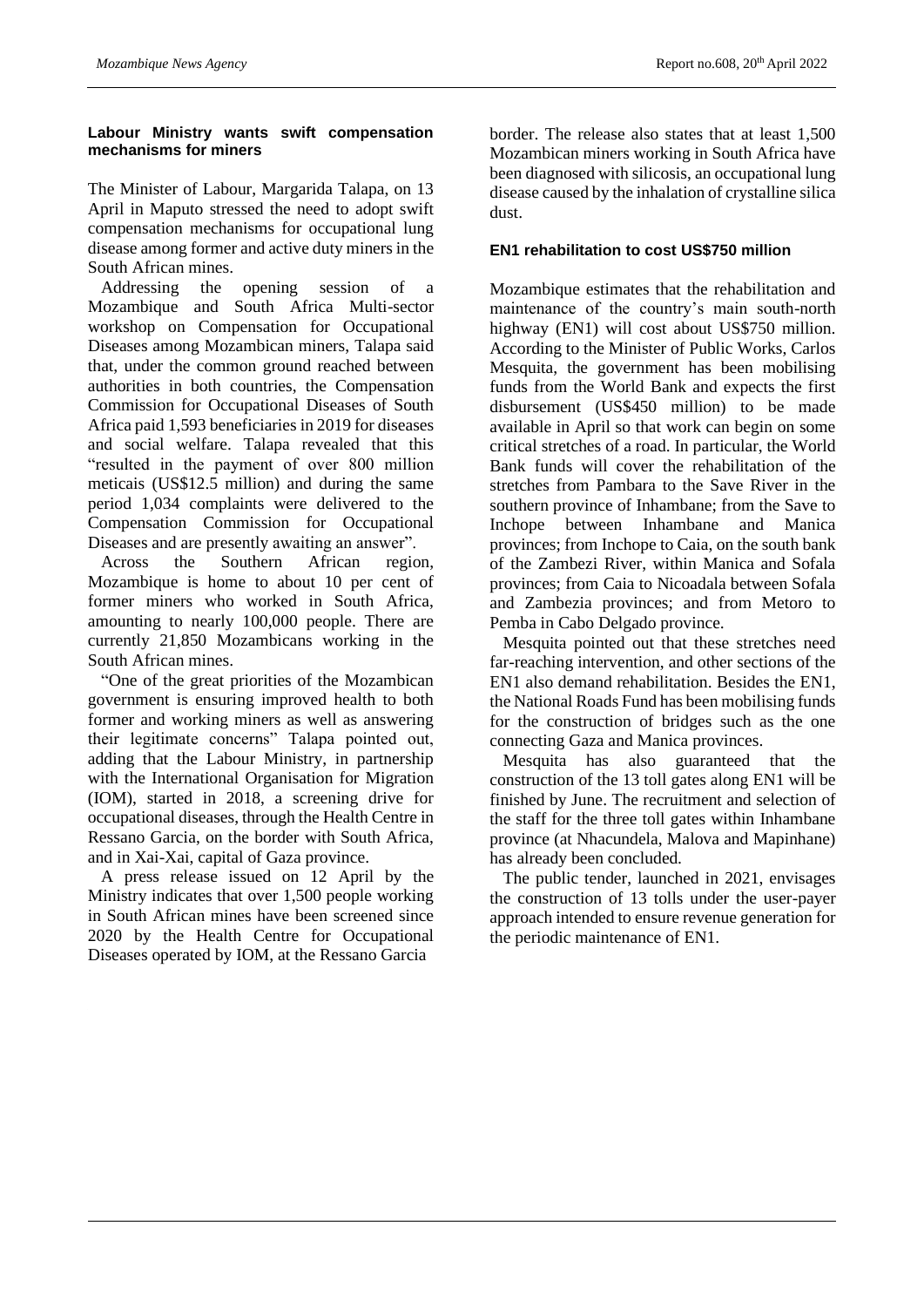## Labour Ministry wants swift compensation mechanisms for miners

The Minister of Labour, Margarida Talapa, on 13 April in Maputo stressed the need to adopt swift compensation mechanisms for occupational lung disease among former and active duty miners in the South African mines.

Addressing the opening session of a Mozambique and South Africa Multi-sector workshop on Compensation for Occupational Diseases among Mozambican miners, Talapa said that, under the common ground reached between authorities in both countries, the Compensation Commission for Occupational Diseases of South Africa paid 1,593 beneficiaries in 2019 for diseases and social welfare. Talapa revealed that this "resulted in the payment of over 800 million meticais (US$12.5 million) and during the same period 1,034 complaints were delivered to the Compensation Commission for Occupational Diseases and are presently awaiting an answer".

Across the Southern African region, Mozambique is home to about 10 per cent of former miners who worked in South Africa, amounting to nearly 100,000 people. There are currently 21,850 Mozambicans working in the South African mines.

"One of the great priorities of the Mozambican government is ensuring improved health to both former and working miners as well as answering their legitimate concerns" Talapa pointed out, adding that the Labour Ministry, in partnership with the International Organisation for Migration (IOM), started in 2018, a screening drive for occupational diseases, through the Health Centre in Ressano Garcia, on the border with South Africa, and in Xai-Xai, capital of Gaza province.

A press release issued on 12 April by the Ministry indicates that over 1,500 people working in South African mines have been screened since 2020 by the Health Centre for Occupational Diseases operated by IOM, at the Ressano Garcia border. The release also states that at least 1,500 Mozambican miners working in South Africa have been diagnosed with silicosis, an occupational lung disease caused by the inhalation of crystalline silica dust.

## EN1 rehabilitation to cost US$750 million

Mozambique estimates that the rehabilitation and maintenance of the country's main south-north highway (EN1) will cost about US$750 million. According to the Minister of Public Works, Carlos Mesquita, the government has been mobilising funds from the World Bank and expects the first disbursement (US$450 million) to be made available in April so that work can begin on some critical stretches of a road. In particular, the World Bank funds will cover the rehabilitation of the stretches from Pambara to the Save River in the southern province of Inhambane; from the Save to Inchope between Inhambane and Manica provinces; from Inchope to Caia, on the south bank of the Zambezi River, within Manica and Sofala provinces; from Caia to Nicoadala between Sofala and Zambezia provinces; and from Metoro to Pemba in Cabo Delgado province.

Mesquita pointed out that these stretches need far-reaching intervention, and other sections of the EN1 also demand rehabilitation. Besides the EN1, the National Roads Fund has been mobilising funds for the construction of bridges such as the one connecting Gaza and Manica provinces.

Mesquita has also guaranteed that the construction of the 13 toll gates along EN1 will be finished by June. The recruitment and selection of the staff for the three toll gates within Inhambane province (at Nhacundela, Malova and Mapinhane) has already been concluded.

The public tender, launched in 2021, envisages the construction of 13 tolls under the user-payer approach intended to ensure revenue generation for the periodic maintenance of EN1.